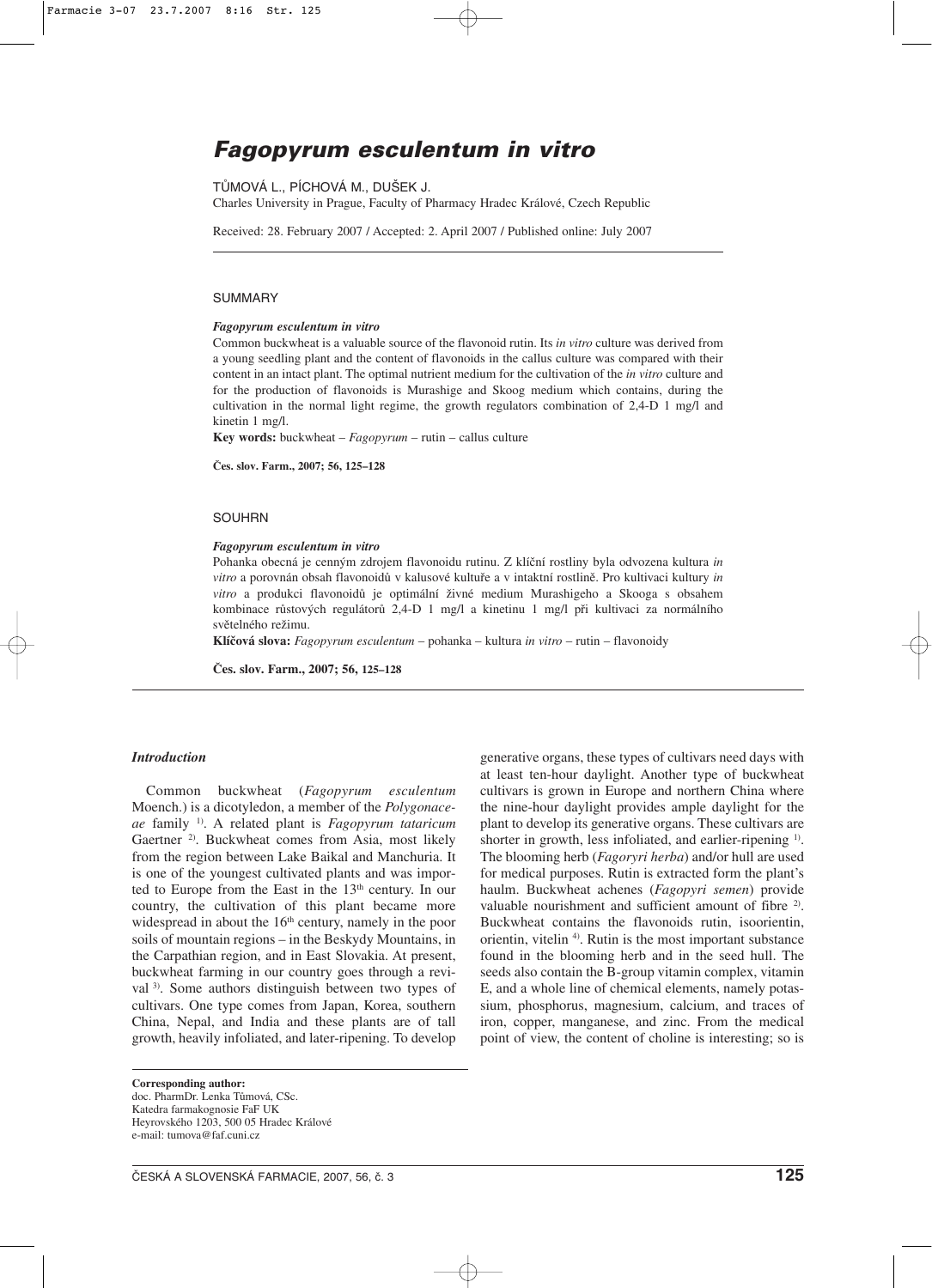# *Fagopyrum esculentum in vitro*

TŮMOVÁ L., PÍCHOVÁ M., DUŠEK J.

Charles University in Prague, Faculty of Pharmacy Hradec Králové, Czech Republic

Received: 28. February 2007 / Accepted: 2. April 2007 / Published online: July 2007

## SUMMARY

***Fagopyrum esculentum in vitro***

Common buckwheat is a valuable source of the flavonoid rutin. Its *in vitro* culture was derived from a young seedling plant and the content of flavonoids in the callus culture was compared with their content in an intact plant. The optimal nutrient medium for the cultivation of the *in vitro* culture and for the production of flavonoids is Murashige and Skoog medium which contains, during the cultivation in the normal light regime, the growth regulators combination of 2,4-D 1 mg/l and kinetin 1 mg/l.

**Key words:** buckwheat – *Fagopyrum* – rutin – callus culture

**Čes. slov. Farm., 2007; 56, 125–128**

## SOUHRN

***Fagopyrum esculentum in vitro***

Pohanka obecná je cenným zdrojem flavonoidu rutinu. Z klíční rostliny byla odvozena kultura *in vitro* a porovnán obsah flavonoidů v kalusové kultuře a v intaktní rostlině. Pro kultivaci kultury *in vitro* a produkci flavonoidů je optimální živné medium Murashigeho a Skooga s obsahem kombinace růstových regulátorů 2,4-D 1 mg/l a kinetinu 1 mg/l při kultivaci za normálního světelného režimu.

**Klíčová slova:** *Fagopyrum esculentum* – pohanka – kultura *in vitro* – rutin – flavonoidy

**Čes. slov. Farm., 2007; 56, 125–128**

## *Introduction*

Common buckwheat (*Fagopyrum esculentum* Moench.) is a dicotyledon, a member of the *Polygonaceae* family [1]. A related plant is *Fagopyrum tataricum* Gaertner [2]. Buckwheat comes from Asia, most likely from the region between Lake Baikal and Manchuria. It is one of the youngest cultivated plants and was imported to Europe from the East in the 13th century. In our country, the cultivation of this plant became more widespread in about the 16th century, namely in the poor soils of mountain regions – in the Beskydy Mountains, in the Carpathian region, and in East Slovakia. At present, buckwheat farming in our country goes through a revival [3]. Some authors distinguish between two types of cultivars. One type comes from Japan, Korea, southern China, Nepal, and India and these plants are of tall growth, heavily infoliated, and later-ripening. To develop generative organs, these types of cultivars need days with at least ten-hour daylight. Another type of buckwheat cultivars is grown in Europe and northern China where the nine-hour daylight provides ample daylight for the plant to develop its generative organs. These cultivars are shorter in growth, less infoliated, and earlier-ripening [1]. The blooming herb (*Fagoryri herba*) and/or hull are used for medical purposes. Rutin is extracted form the plant's haulm. Buckwheat achenes (*Fagopyri semen*) provide valuable nourishment and sufficient amount of fibre [2]. Buckwheat contains the flavonoids rutin, isoorientin, orientin, vitelin [4]. Rutin is the most important substance found in the blooming herb and in the seed hull. The seeds also contain the B-group vitamin complex, vitamin E, and a whole line of chemical elements, namely potassium, phosphorus, magnesium, calcium, and traces of iron, copper, manganese, and zinc. From the medical point of view, the content of choline is interesting; so is

**Corresponding author:**
doc. PharmDr. Lenka Tůmová, CSc.
Katedra farmakognosie FaF UK
Heyrovského 1203, 500 05 Hradec Králové
e-mail: tumova@faf.cuni.cz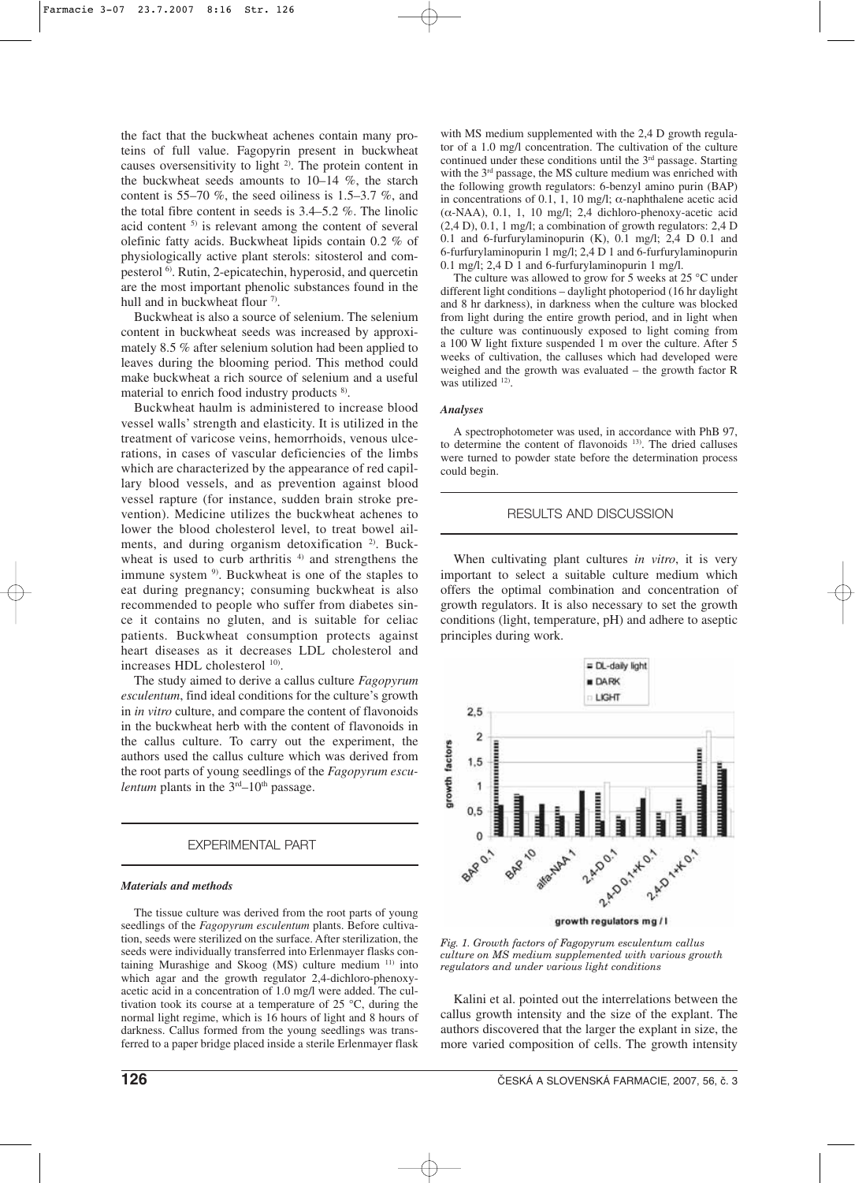the fact that the buckwheat achenes contain many proteins of full value. Fagopyrin present in buckwheat causes oversensitivity to light [2]. The protein content in the buckwheat seeds amounts to 10–14 %, the starch content is 55–70 %, the seed oiliness is 1.5–3.7 %, and the total fibre content in seeds is 3.4–5.2 %. The linolic acid content [5] is relevant among the content of several olefinic fatty acids. Buckwheat lipids contain 0.2 % of physiologically active plant sterols: sitosterol and compesterol [6]. Rutin, 2-epicatechin, hyperosid, and quercetin are the most important phenolic substances found in the hull and in buckwheat flour [7].

Buckwheat is also a source of selenium. The selenium content in buckwheat seeds was increased by approximately 8.5 % after selenium solution had been applied to leaves during the blooming period. This method could make buckwheat a rich source of selenium and a useful material to enrich food industry products [8].

Buckwheat haulm is administered to increase blood vessel walls' strength and elasticity. It is utilized in the treatment of varicose veins, hemorrhoids, venous ulcerations, in cases of vascular deficiencies of the limbs which are characterized by the appearance of red capillary blood vessels, and as prevention against blood vessel rapture (for instance, sudden brain stroke prevention). Medicine utilizes the buckwheat achenes to lower the blood cholesterol level, to treat bowel ailments, and during organism detoxification [2]. Buckwheat is used to curb arthritis [4] and strengthens the immune system [9]. Buckwheat is one of the staples to eat during pregnancy; consuming buckwheat is also recommended to people who suffer from diabetes since it contains no gluten, and is suitable for celiac patients. Buckwheat consumption protects against heart diseases as it decreases LDL cholesterol and increases HDL cholesterol [10].

The study aimed to derive a callus culture *Fagopyrum esculentum*, find ideal conditions for the culture's growth in *in vitro* culture, and compare the content of flavonoids in the buckwheat herb with the content of flavonoids in the callus culture. To carry out the experiment, the authors used the callus culture which was derived from the root parts of young seedlings of the *Fagopyrum esculentum* plants in the 3[rd]–10[th] passage.

## EXPERIMENTAL PART

### *Materials and methods*

The tissue culture was derived from the root parts of young seedlings of the *Fagopyrum esculentum* plants. Before cultivation, seeds were sterilized on the surface. After sterilization, the seeds were individually transferred into Erlenmeyer flasks containing Murashige and Skoog (MS) culture medium [11] into which agar and the growth regulator 2,4-dichloro-phenoxy-acetic acid in a concentration of 1.0 mg/l were added. The cultivation took its course at a temperature of 25 °C, during the normal light regime, which is 16 hours of light and 8 hours of darkness. Callus formed from the young seedlings was transferred to a paper bridge placed inside a sterile Erlenmeyer flask with MS medium supplemented with the 2,4 D growth regulator of a 1.0 mg/l concentration. The cultivation of the culture continued under these conditions until the 3[rd] passage. Starting with the 3[rd] passage, the MS culture medium was enriched with the following growth regulators: 6-benzyl amino purin (BAP) in concentrations of 0.1, 1, 10 mg/l; α-naphthalene acetic acid (α-NAA), 0.1, 1, 10 mg/l; 2,4 dichloro-phenoxy-acetic acid (2,4 D), 0.1, 1 mg/l; a combination of growth regulators: 2,4 D 0.1 and 6-furfurylaminopurin (K), 0.1 mg/l; 2,4 D 0.1 and 6-furfurylaminopurin 1 mg/l; 2,4 D 1 and 6-furfurylaminopurin 0.1 mg/l; 2,4 D 1 and 6-furfurylaminopurin 1 mg/l.

The culture was allowed to grow for 5 weeks at 25 °C under different light conditions – daylight photoperiod (16 hr daylight and 8 hr darkness), in darkness when the culture was blocked from light during the entire growth period, and in light when the culture was continuously exposed to light coming from a 100 W light fixture suspended 1 m over the culture. After 5 weeks of cultivation, the calluses which had developed were weighed and the growth was evaluated – the growth factor R was utilized [12].

### *Analyses*

A spectrophotometer was used, in accordance with PhB 97, to determine the content of flavonoids [13]. The dried calluses were turned to powder state before the determination process could begin.

## RESULTS AND DISCUSSION

When cultivating plant cultures *in vitro*, it is very important to select a suitable culture medium which offers the optimal combination and concentration of growth regulators. It is also necessary to set the growth conditions (light, temperature, pH) and adhere to aseptic principles during work.

*Fig. 1. Growth factors of Fagopyrum esculentum callus culture on MS medium supplemented with various growth regulators and under various light conditions*

Kalini et al. pointed out the interrelations between the callus growth intensity and the size of the explant. The authors discovered that the larger the explant in size, the more varied composition of cells. The growth intensity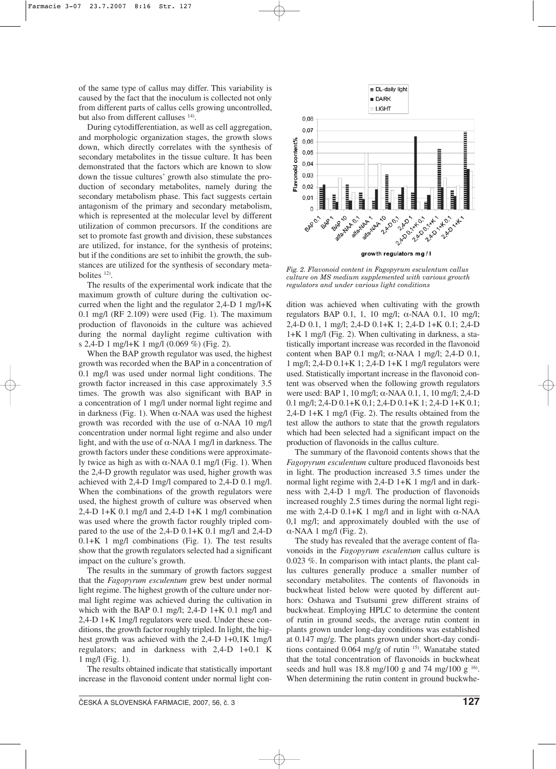of the same type of callus may differ. This variability is caused by the fact that the inoculum is collected not only from different parts of callus cells growing uncontrolled, but also from different calluses [14].

During cytodifferentiation, as well as cell aggregation, and morphologic organization stages, the growth slows down, which directly correlates with the synthesis of secondary metabolites in the tissue culture. It has been demonstrated that the factors which are known to slow down the tissue cultures' growth also stimulate the production of secondary metabolites, namely during the secondary metabolism phase. This fact suggests certain antagonism of the primary and secondary metabolism, which is represented at the molecular level by different utilization of common precursors. If the conditions are set to promote fast growth and division, these substances are utilized, for instance, for the synthesis of proteins; but if the conditions are set to inhibit the growth, the substances are utilized for the synthesis of secondary metabolites [12].

The results of the experimental work indicate that the maximum growth of culture during the cultivation occurred when the light and the regulator 2,4-D 1 mg/l+K 0.1 mg/l (RF 2.109) were used (Fig. 1). The maximum production of flavonoids in the culture was achieved during the normal daylight regime cultivation with s 2,4-D 1 mg/l+K 1 mg/l (0.069 %) (Fig. 2).

When the BAP growth regulator was used, the highest growth was recorded when the BAP in a concentration of 0.1 mg/l was used under normal light conditions. The growth factor increased in this case approximately 3.5 times. The growth was also significant with BAP in a concentration of 1 mg/l under normal light regime and in darkness (Fig. 1). When α-NAA was used the highest growth was recorded with the use of α-NAA 10 mg/l concentration under normal light regime and also under light, and with the use of α-NAA 1 mg/l in darkness. The growth factors under these conditions were approximately twice as high as with α-NAA 0.1 mg/l (Fig. 1). When the 2,4-D growth regulator was used, higher growth was achieved with 2,4-D 1mg/l compared to 2,4-D 0.1 mg/l. When the combinations of the growth regulators were used, the highest growth of culture was observed when 2,4-D 1+K 0.1 mg/l and 2,4-D 1+K 1 mg/l combination was used where the growth factor roughly tripled compared to the use of the 2,4-D 0.1+K 0.1 mg/l and 2,4-D 0.1+K 1 mg/l combinations (Fig. 1). The test results show that the growth regulators selected had a significant impact on the culture's growth.

The results in the summary of growth factors suggest that the *Fagopyrum esculentum* grew best under normal light regime. The highest growth of the culture under normal light regime was achieved during the cultivation in which with the BAP 0.1 mg/l; 2,4-D 1+K 0.1 mg/l and 2,4-D 1+K 1mg/l regulators were used. Under these conditions, the growth factor roughly tripled. In light, the highest growth was achieved with the 2,4-D 1+0,1K 1mg/l regulators; and in darkness with 2,4-D 1+0.1 K 1 mg/l (Fig. 1).

The results obtained indicate that statistically important increase in the flavonoid content under normal light condition was achieved when cultivating with the growth regulators BAP 0.1, 1, 10 mg/l; α-NAA 0.1, 10 mg/l; 2,4-D 0.1, 1 mg/l; 2,4-D 0.1+K 1; 2,4-D 1+K 0.1; 2,4-D 1+K 1 mg/l (Fig. 2). When cultivating in darkness, a statistically important increase was recorded in the flavonoid content when BAP 0.1 mg/l; α-NAA 1 mg/l; 2,4-D 0.1, 1 mg/l; 2,4-D 0.1+K 1; 2,4-D 1+K 1 mg/l regulators were used. Statistically important increase in the flavonoid content was observed when the following growth regulators were used: BAP 1, 10 mg/l; α-NAA 0.1, 1, 10 mg/l; 2,4-D 0.1 mg/l; 2,4-D 0.1+K 0,1; 2,4-D 0.1+K 1; 2,4-D 1+K 0.1; 2,4-D 1+K 1 mg/l (Fig. 2). The results obtained from the test allow the authors to state that the growth regulators which had been selected had a significant impact on the production of flavonoids in the callus culture.

The summary of the flavonoid contents shows that the *Fagopyrum esculentum* culture produced flavonoids best in light. The production increased 3.5 times under the normal light regime with 2,4-D 1+K 1 mg/l and in darkness with 2,4-D 1 mg/l. The production of flavonoids increased roughly 2.5 times during the normal light regime with 2,4-D 0.1+K 1 mg/l and in light with α-NAA 0,1 mg/l; and approximately doubled with the use of α-NAA 1 mg/l (Fig. 2).

The study has revealed that the average content of flavonoids in the *Fagopyrum esculentum* callus culture is 0.023 %. In comparison with intact plants, the plant callus cultures generally produce a smaller number of secondary metabolites. The contents of flavonoids in buckwheat listed below were quoted by different authors: Oshawa and Tsutsumi grew different strains of buckwheat. Employing HPLC to determine the content of rutin in ground seeds, the average rutin content in plants grown under long-day conditions was established at 0.147 mg/g. The plants grown under short-day conditions contained 0.064 mg/g of rutin [15]. Wanatabe stated that the total concentration of flavonoids in buckwheat seeds and hull was 18.8 mg/100 g and 74 mg/100 g [16]. When determining the rutin content in ground buckwhe-

*Fig. 2. Flavonoid content in Fagopyrum esculentum callus culture on MS medium supplemented with various growth regulators and under various light conditions*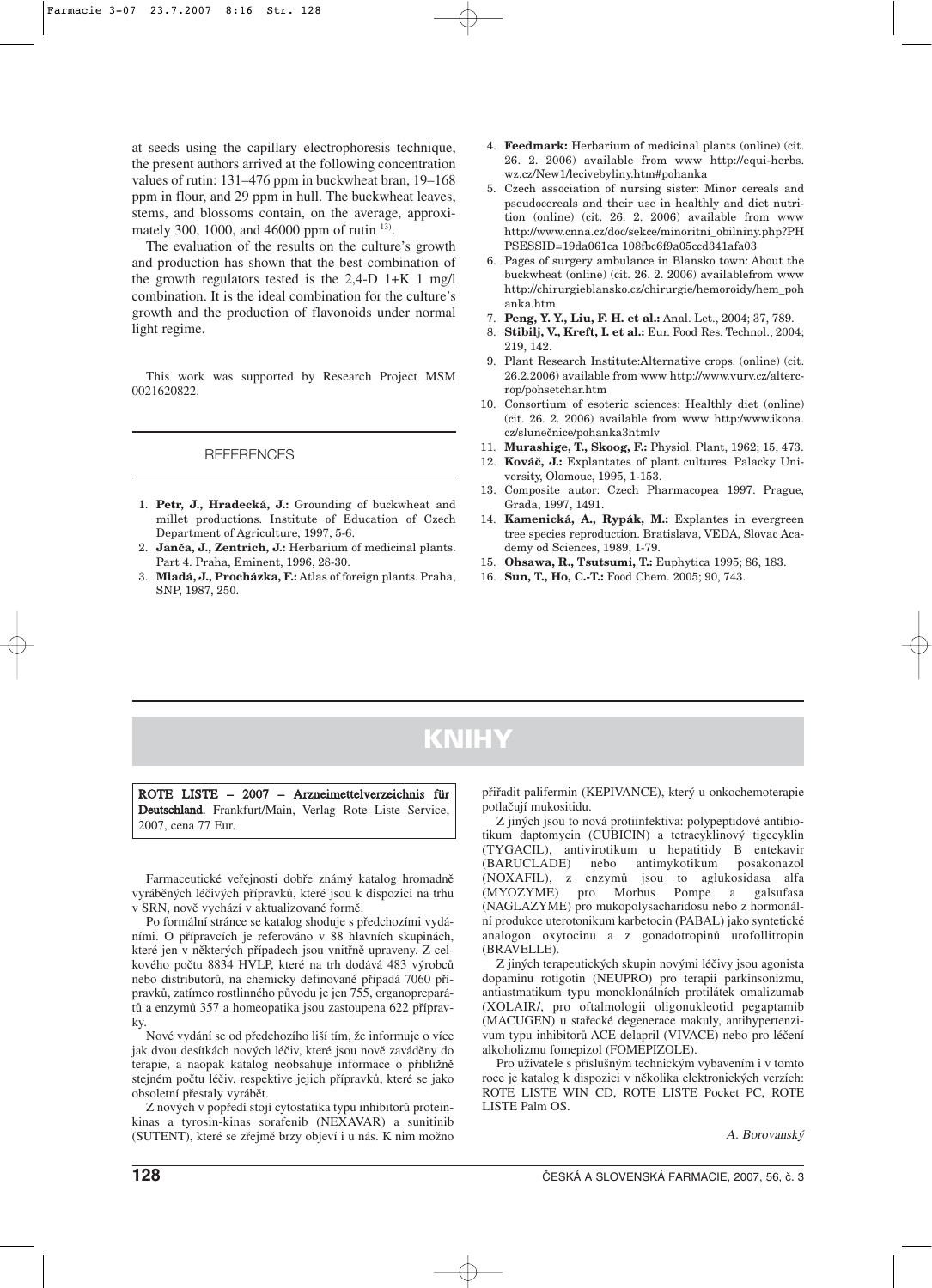at seeds using the capillary electrophoresis technique, the present authors arrived at the following concentration values of rutin: 131–476 ppm in buckwheat bran, 19–168 ppm in flour, and 29 ppm in hull. The buckwheat leaves, stems, and blossoms contain, on the average, approximately 300, 1000, and 46000 ppm of rutin [13].

The evaluation of the results on the culture's growth and production has shown that the best combination of the growth regulators tested is the 2,4-D 1+K 1 mg/l combination. It is the ideal combination for the culture's growth and the production of flavonoids under normal light regime.

This work was supported by Research Project MSM 0021620822.

## REFERENCES

1. **Petr, J., Hradecká, J.:** Grounding of buckwheat and millet productions. Institute of Education of Czech Department of Agriculture, 1997, 5-6.
2. **Janča, J., Zentrich, J.:** Herbarium of medicinal plants. Part 4. Praha, Eminent, 1996, 28-30.
3. **Mladá, J., Procházka, F.:** Atlas of foreign plants. Praha, SNP, 1987, 250.
4. **Feedmark:** Herbarium of medicinal plants (online) (cit. 26. 2. 2006) available from www http://equi-herbs.wz.cz/New1/lecivebyliny.htm#pohanka
5. Czech association of nursing sister: Minor cereals and pseudocereals and their use in healthy and diet nutrition (online) (cit. 26. 2. 2006) available from www http://www.cnna.cz/doc/sekce/minoritni_obilniny.php?PHPSESSID=19da061ca 108fbc6f9a05ccd341afa03
6. Pages of surgery ambulance in Blansko town: About the buckwheat (online) (cit. 26. 2. 2006) availablefrom www http://chirurgieblansko.cz/chirurgie/hemoroidy/hem_pohanka.htm
7. **Peng, Y. Y., Liu, F. H. et al.:** Anal. Let., 2004; 37, 789.
8. **Stibilj, V., Kreft, I. et al.:** Eur. Food Res. Technol., 2004; 219, 142.
9. Plant Research Institute:Alternative crops. (online) (cit. 26.2.2006) available from www http://www.vurv.cz/altercrop/pohsetchar.htm
10. Consortium of esoteric sciences: Healthly diet (online) (cit. 26. 2. 2006) available from www http:/www.ikona.cz/slunečnice/pohanka3htmlv
11. **Murashige, T., Skoog, F.:** Physiol. Plant, 1962; 15, 473.
12. **Kováč, J.:** Explantates of plant cultures. Palacky University, Olomouc, 1995, 1-153.
13. Composite autor: Czech Pharmacopea 1997. Prague, Grada, 1997, 1491.
14. **Kamenická, A., Rypák, M.:** Explantes in evergreen tree species reproduction. Bratislava, VEDA, Slovac Academy od Sciences, 1989, 1-79.
15. **Ohsawa, R., Tsutsumi, T.:** Euphytica 1995; 86, 183.
16. **Sun, T., Ho, C.-T.:** Food Chem. 2005; 90, 743.

# KNIHY

**ROTE LISTE – 2007 – Arzneimettelverzeichnis für Deutschland.** Frankfurt/Main, Verlag Rote Liste Service, 2007, cena 77 Eur.

Farmaceutické veřejnosti dobře známý katalog hromadně vyráběných léčivých přípravků, které jsou k dispozici na trhu v SRN, nově vychází v aktualizované formě.

Po formální stránce se katalog shoduje s předchozími vydáními. O přípravcích je referováno v 88 hlavních skupinách, které jen v některých případech jsou vnitřně upraveny. Z celkového počtu 8834 HVLP, které na trh dodává 483 výrobců nebo distributorů, na chemicky definované připadá 7060 přípravků, zatímco rostlinného původu je jen 755, organopreparátů a enzymů 357 a homeopatika jsou zastoupena 622 přípravky.

Nové vydání se od předchozího liší tím, že informuje o více jak dvou desítkách nových léčiv, které jsou nově zaváděny do terapie, a naopak katalog neobsahuje informace o přibližně stejném počtu léčiv, respektive jejich přípravků, které se jako obsoletní přestaly vyrábět.

Z nových v popředí stojí cytostatika typu inhibitorů proteinkinas a tyrosin-kinas sorafenib (NEXAVAR) a sunitinib (SUTENT), které se zřejmě brzy objeví i u nás. K nim možno přiřadit palifermin (KEPIVANCE), který u onkochemoterapie potlačují mukositidu.

Z jiných jsou to nová protiinfektiva: polypeptidové antibiotikum daptomycin (CUBICIN) a tetracyklinový tigecyklin (TYGACIL), antivirotikum u hepatitidy B entekavir (BARUCLADE) nebo antimykotikum posakonazol (NOXAFIL), z enzymů jsou to aglukosidasa alfa (MYOZYME) pro Morbus Pompe a galsufasa (NAGLAZYME) pro mukopolysacharidosu nebo z hormonální produkce uterotonikum karbetocin (PABAL) jako syntetické analogon oxytocinu a z gonadotropinů urofollitropin (BRAVELLE).

Z jiných terapeutických skupin novými léčivy jsou agonista dopaminu rotigotin (NEUPRO) pro terapii parkinsonismu, antiastmatikum typu monoklonálních protilátek omalizumab (XOLAIR/, pro oftalmologii oligonukleotid pegaptamib (MACUGEN) u stařecké degenerace makuly, antihypertenzivum typu inhibitorů ACE delapril (VIVACE) nebo pro léčení alkoholizmu fomepizol (FOMEPIZOLE).

Pro uživatele s příslušným technickým vybavením i v tomto roce je katalog k dispozici v několika elektronických verzích: ROTE LISTE WIN CD, ROTE LISTE Pocket PC, ROTE LISTE Palm OS.

*A. Borovanský*